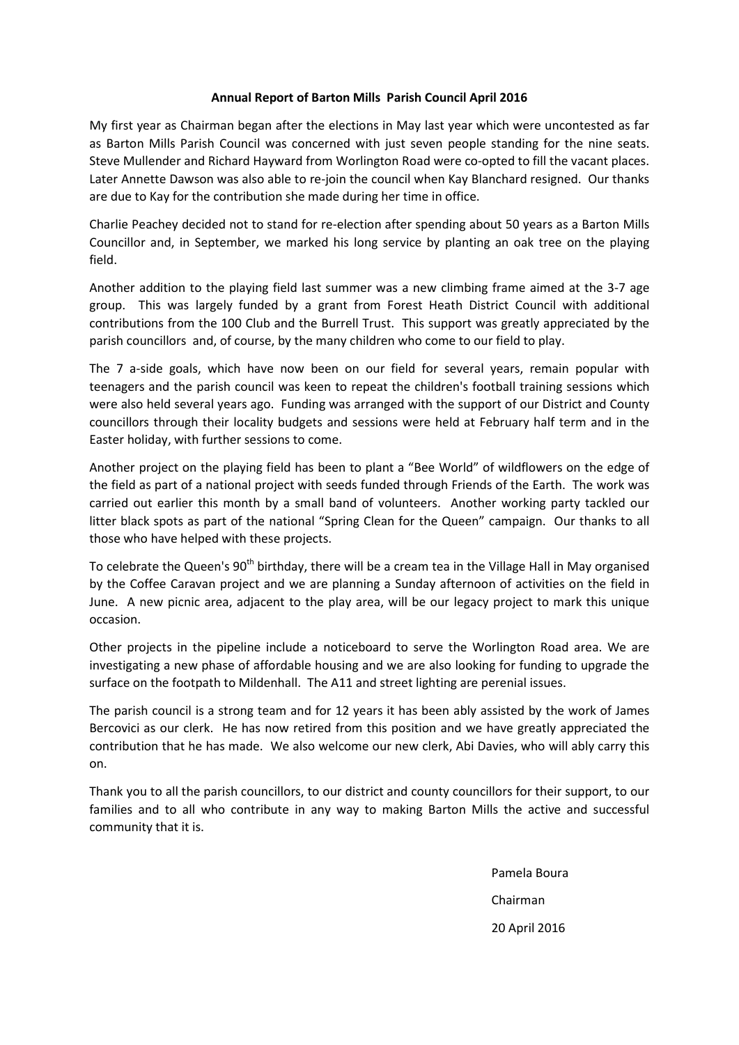**Annual Report of Barton Mills Parish Council April 2016**

My first year as Chairman began after the elections in May last year which were uncontested as far as Barton Mills Parish Council was concerned with just seven people standing for the nine seats. Steve Mullender and Richard Hayward from Worlington Road were co-opted to fill the vacant places. Later Annette Dawson was also able to re-join the council when Kay Blanchard resigned. Our thanks are due to Kay for the contribution she made during her time in office.

Charlie Peachey decided not to stand for re-election after spending about 50 years as a Barton Mills Councillor and, in September, we marked his long service by planting an oak tree on the playing field.

Another addition to the playing field last summer was a new climbing frame aimed at the 3-7 age group. This was largely funded by a grant from Forest Heath District Council with additional contributions from the 100 Club and the Burrell Trust. This support was greatly appreciated by the parish councillors and, of course, by the many children who come to our field to play.

The 7 a-side goals, which have now been on our field for several years, remain popular with teenagers and the parish council was keen to repeat the children's football training sessions which were also held several years ago. Funding was arranged with the support of our District and County councillors through their locality budgets and sessions were held at February half term and in the Easter holiday, with further sessions to come.

Another project on the playing field has been to plant a "Bee World" of wildflowers on the edge of the field as part of a national project with seeds funded through Friends of the Earth. The work was carried out earlier this month by a small band of volunteers. Another working party tackled our litter black spots as part of the national "Spring Clean for the Queen" campaign. Our thanks to all those who have helped with these projects.

To celebrate the Queen's 90th birthday, there will be a cream tea in the Village Hall in May organised by the Coffee Caravan project and we are planning a Sunday afternoon of activities on the field in June. A new picnic area, adjacent to the play area, will be our legacy project to mark this unique occasion.

Other projects in the pipeline include a noticeboard to serve the Worlington Road area. We are investigating a new phase of affordable housing and we are also looking for funding to upgrade the surface on the footpath to Mildenhall. The A11 and street lighting are perenial issues.

The parish council is a strong team and for 12 years it has been ably assisted by the work of James Bercovici as our clerk. He has now retired from this position and we have greatly appreciated the contribution that he has made. We also welcome our new clerk, Abi Davies, who will ably carry this on.

Thank you to all the parish councillors, to our district and county councillors for their support, to our families and to all who contribute in any way to making Barton Mills the active and successful community that it is.

Pamela Boura

Chairman

20 April 2016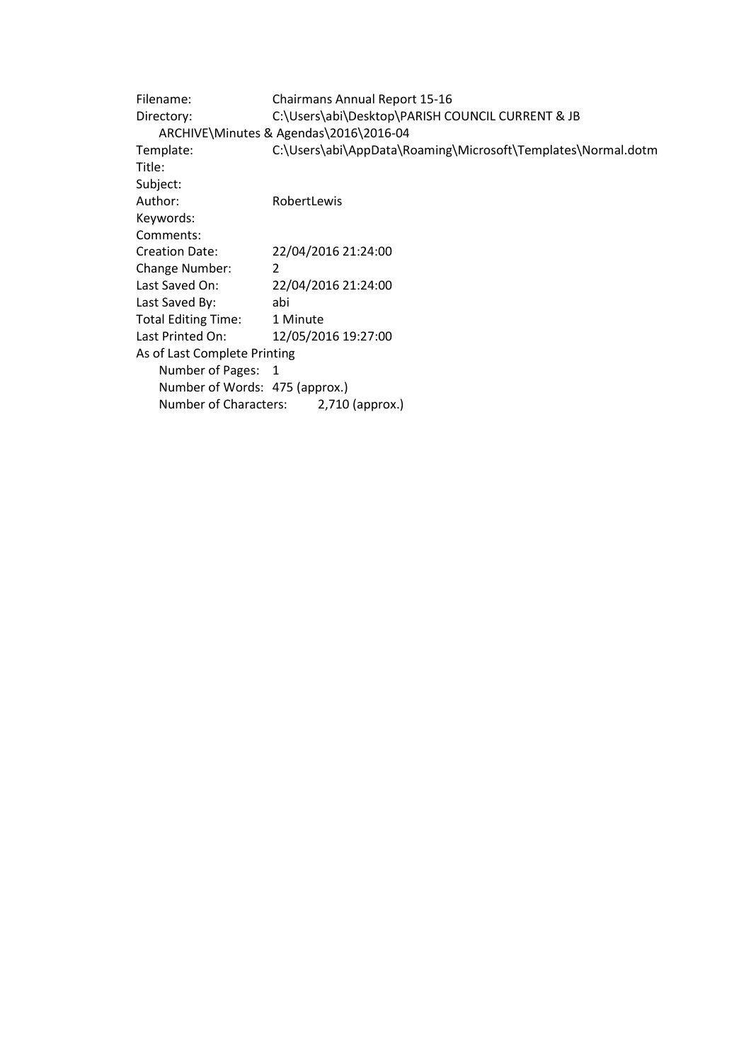Filename: Chairmans Annual Report 15-16
Directory: C:\Users\abi\Desktop\PARISH COUNCIL CURRENT & JB ARCHIVE\Minutes & Agendas\2016\2016-04
Template: C:\Users\abi\AppData\Roaming\Microsoft\Templates\Normal.dotm
Title:
Subject:
Author: RobertLewis
Keywords:
Comments:
Creation Date: 22/04/2016 21:24:00
Change Number: 2
Last Saved On: 22/04/2016 21:24:00
Last Saved By: abi
Total Editing Time: 1 Minute
Last Printed On: 12/05/2016 19:27:00
As of Last Complete Printing
Number of Pages: 1
Number of Words: 475 (approx.)
Number of Characters: 2,710 (approx.)